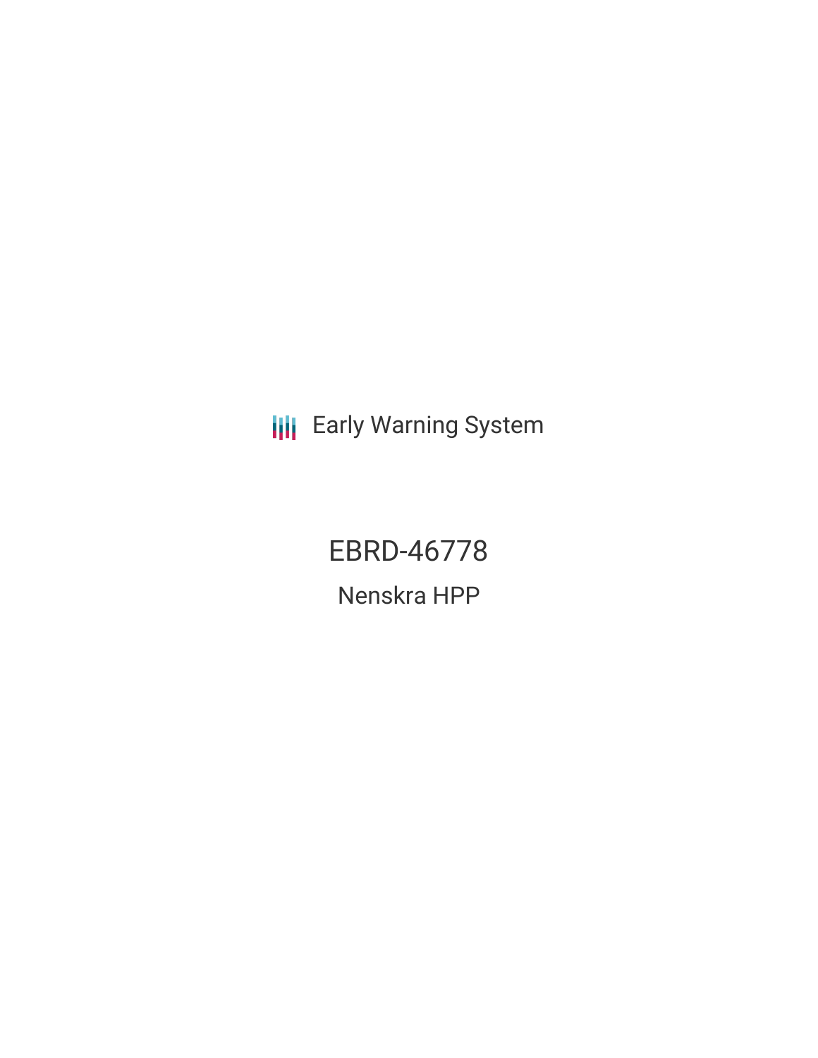Early Warning System

# EBRD-46778

## Nenskra HPP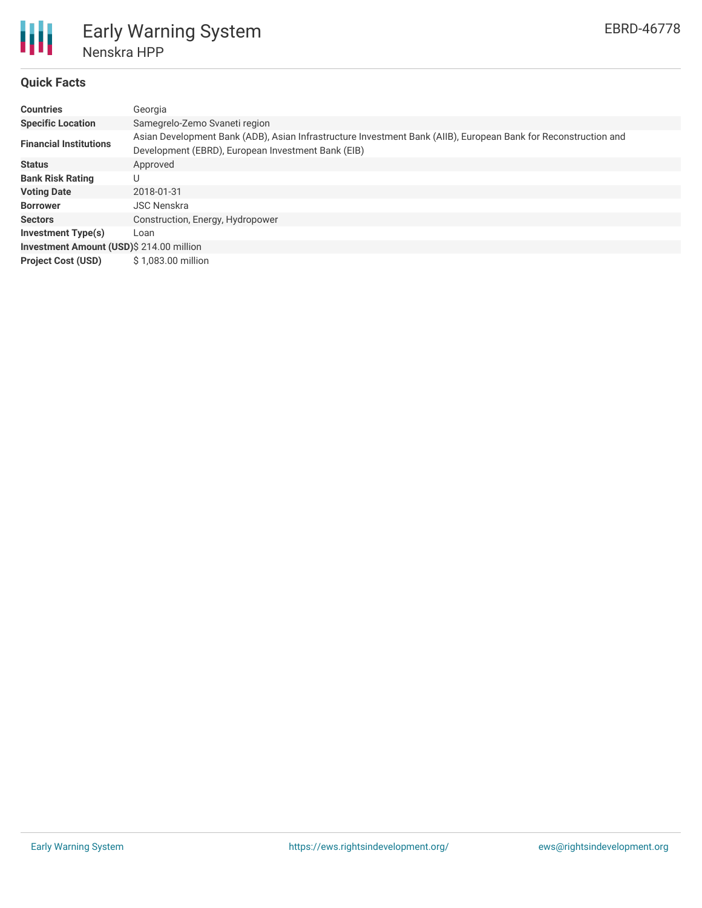# Early Warning System

## Nenskra HPP

EBRD-46778

### Quick Facts

| | |
|---|---|
| **Countries** | Georgia |
| **Specific Location** | Samegrelo-Zemo Svaneti region |
| **Financial Institutions** | Asian Development Bank (ADB), Asian Infrastructure Investment Bank (AIIB), European Bank for Reconstruction and Development (EBRD), European Investment Bank (EIB) |
| **Status** | Approved |
| **Bank Risk Rating** | U |
| **Voting Date** | 2018-01-31 |
| **Borrower** | JSC Nenskra |
| **Sectors** | Construction, Energy, Hydropower |
| **Investment Type(s)** | Loan |
| **Investment Amount (USD)** | $ 214.00 million |
| **Project Cost (USD)** | $ 1,083.00 million |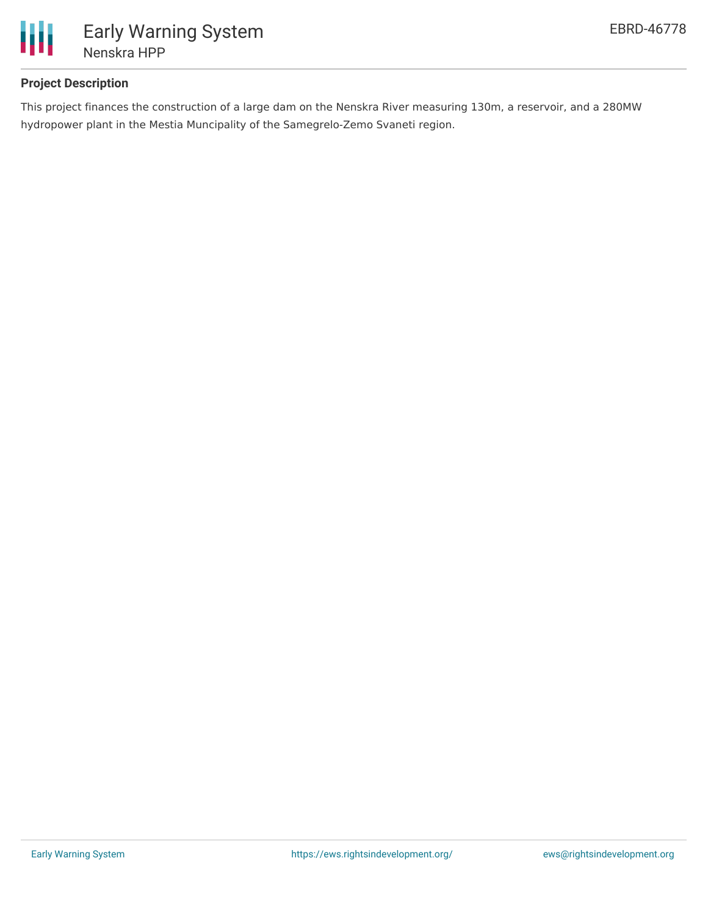### Project Description

This project finances the construction of a large dam on the Nenskra River measuring 130m, a reservoir, and a 280MW hydropower plant in the Mestia Muncipality of the Samegrelo-Zemo Svaneti region.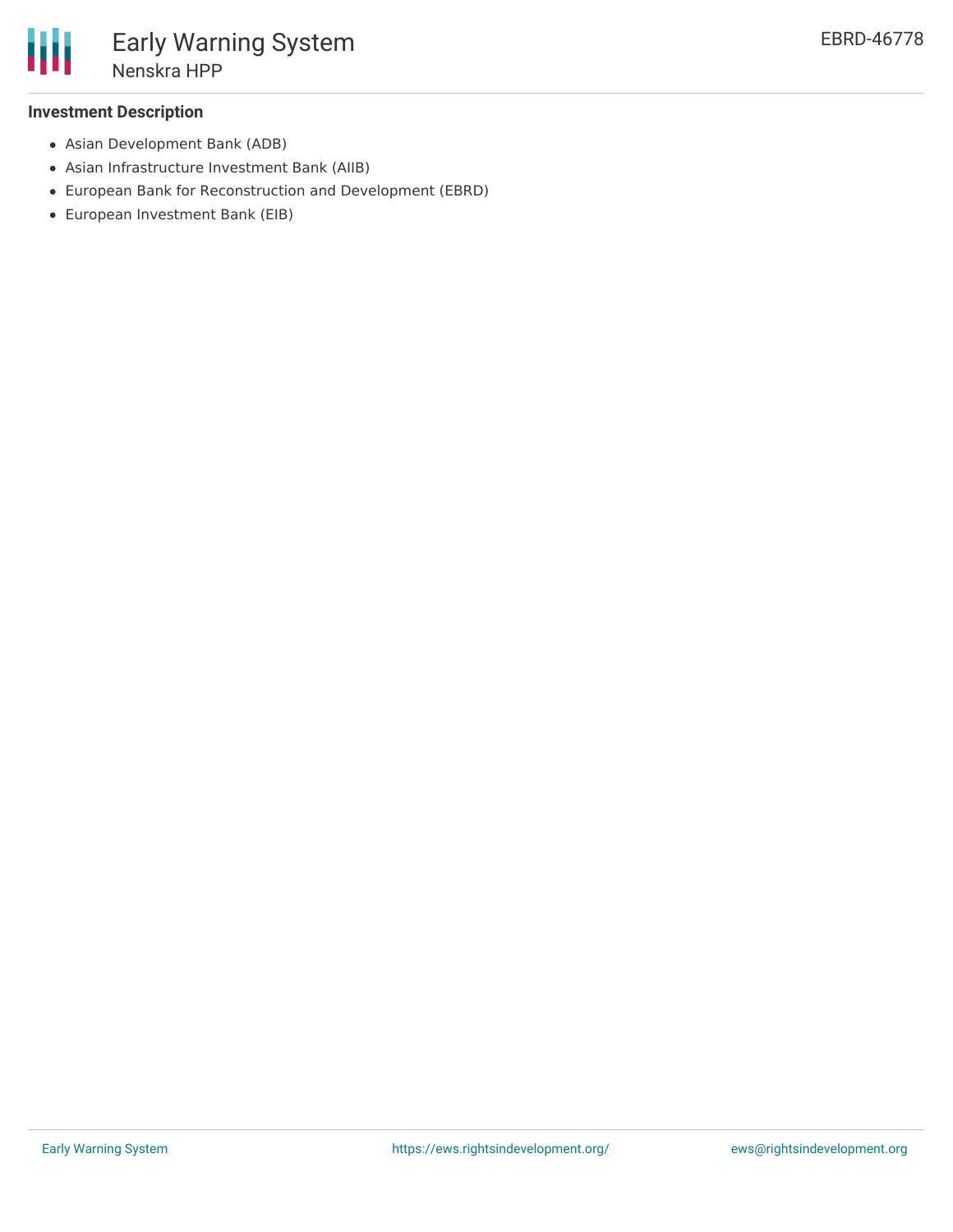**Investment Description**

- Asian Development Bank (ADB)
- Asian Infrastructure Investment Bank (AIIB)
- European Bank for Reconstruction and Development (EBRD)
- European Investment Bank (EIB)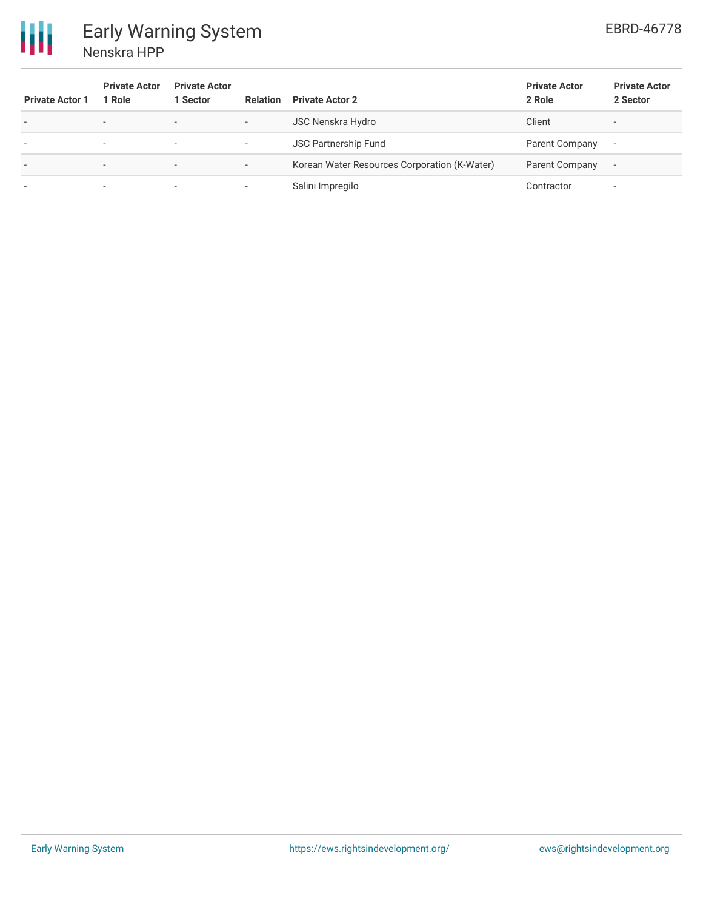| Private Actor 1 | Private Actor 1 Role | Private Actor 1 Sector | Relation | Private Actor 2 | Private Actor 2 Role | Private Actor 2 Sector |
|---|---|---|---|---|---|---|
| - | - | - | - | JSC Nenskra Hydro | Client | - |
| - | - | - | - | JSC Partnership Fund | Parent Company | - |
| - | - | - | - | Korean Water Resources Corporation (K-Water) | Parent Company | - |
| - | - | - | - | Salini Impregilo | Contractor | - |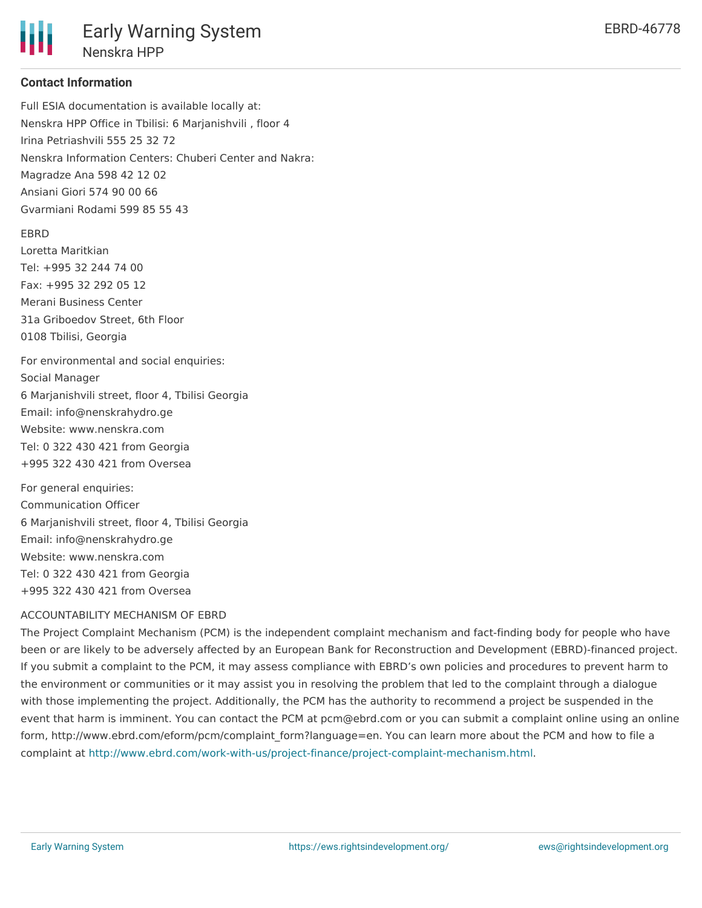### Contact Information

Full ESIA documentation is available locally at:
Nenskra HPP Office in Tbilisi: 6 Marjanishvili , floor 4
Irina Petriashvili 555 25 32 72
Nenskra Information Centers: Chuberi Center and Nakra:
Magradze Ana 598 42 12 02
Ansiani Giori 574 90 00 66
Gvarmiani Rodami 599 85 55 43

EBRD
Loretta Maritkian
Tel: +995 32 244 74 00
Fax: +995 32 292 05 12
Merani Business Center
31a Griboedov Street, 6th Floor
0108 Tbilisi, Georgia

For environmental and social enquiries:
Social Manager
6 Marjanishvili street, floor 4, Tbilisi Georgia
Email: info@nenskrahydro.ge
Website: www.nenskra.com
Tel: 0 322 430 421 from Georgia
+995 322 430 421 from Oversea

For general enquiries:
Communication Officer
6 Marjanishvili street, floor 4, Tbilisi Georgia
Email: info@nenskrahydro.ge
Website: www.nenskra.com
Tel: 0 322 430 421 from Georgia
+995 322 430 421 from Oversea

ACCOUNTABILITY MECHANISM OF EBRD
The Project Complaint Mechanism (PCM) is the independent complaint mechanism and fact-finding body for people who have been or are likely to be adversely affected by an European Bank for Reconstruction and Development (EBRD)-financed project. If you submit a complaint to the PCM, it may assess compliance with EBRD's own policies and procedures to prevent harm to the environment or communities or it may assist you in resolving the problem that led to the complaint through a dialogue with those implementing the project. Additionally, the PCM has the authority to recommend a project be suspended in the event that harm is imminent. You can contact the PCM at pcm@ebrd.com or you can submit a complaint online using an online form, http://www.ebrd.com/eform/pcm/complaint_form?language=en. You can learn more about the PCM and how to file a complaint at http://www.ebrd.com/work-with-us/project-finance/project-complaint-mechanism.html.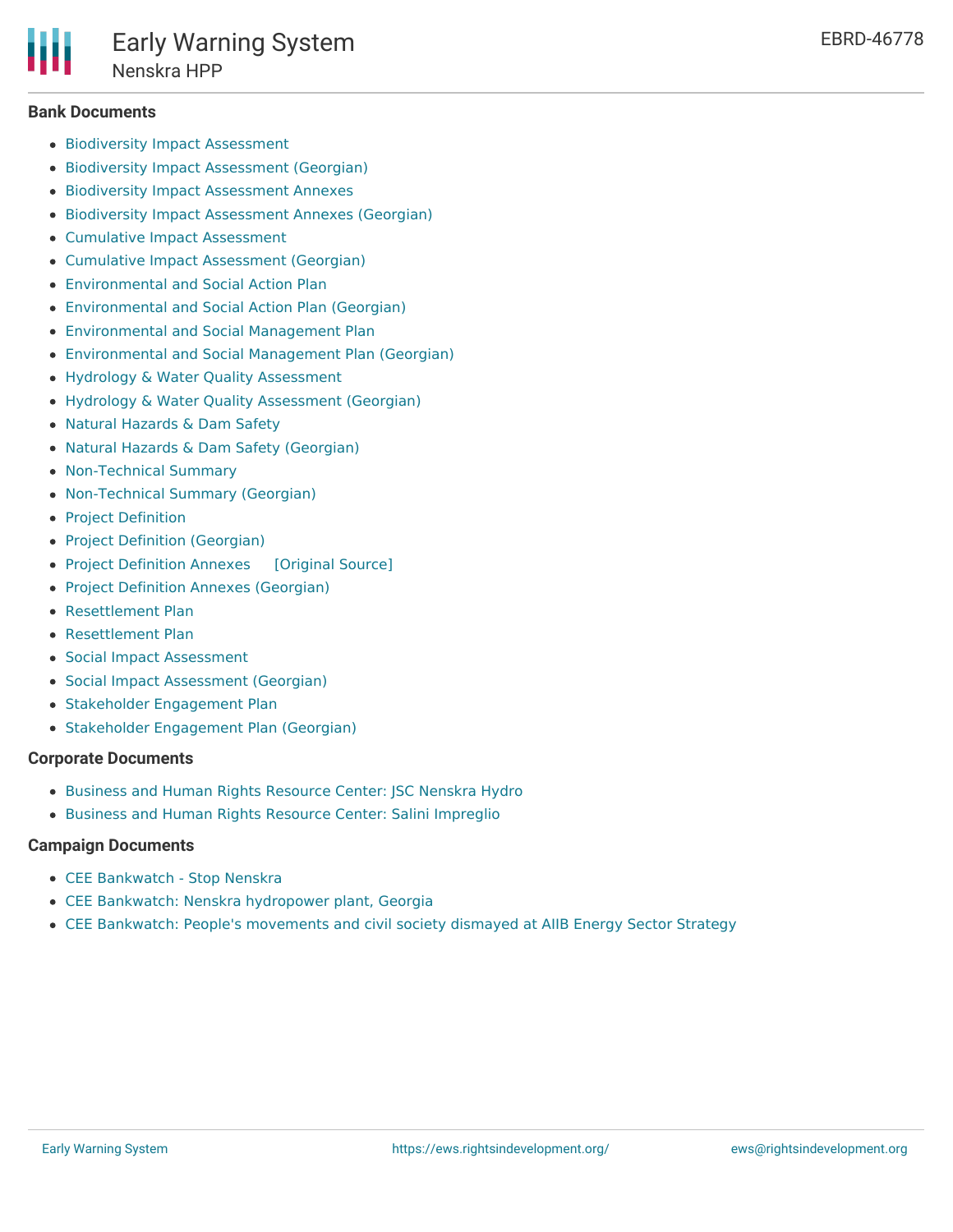### Bank Documents

- Biodiversity Impact Assessment
- Biodiversity Impact Assessment (Georgian)
- Biodiversity Impact Assessment Annexes
- Biodiversity Impact Assessment Annexes (Georgian)
- Cumulative Impact Assessment
- Cumulative Impact Assessment (Georgian)
- Environmental and Social Action Plan
- Environmental and Social Action Plan (Georgian)
- Environmental and Social Management Plan
- Environmental and Social Management Plan (Georgian)
- Hydrology & Water Quality Assessment
- Hydrology & Water Quality Assessment (Georgian)
- Natural Hazards & Dam Safety
- Natural Hazards & Dam Safety (Georgian)
- Non-Technical Summary
- Non-Technical Summary (Georgian)
- Project Definition
- Project Definition (Georgian)
- Project Definition Annexes [Original Source]
- Project Definition Annexes (Georgian)
- Resettlement Plan
- Resettlement Plan
- Social Impact Assessment
- Social Impact Assessment (Georgian)
- Stakeholder Engagement Plan
- Stakeholder Engagement Plan (Georgian)

### Corporate Documents

- Business and Human Rights Resource Center: JSC Nenskra Hydro
- Business and Human Rights Resource Center: Salini Impreglio

### Campaign Documents

- CEE Bankwatch - Stop Nenskra
- CEE Bankwatch: Nenskra hydropower plant, Georgia
- CEE Bankwatch: People's movements and civil society dismayed at AIIB Energy Sector Strategy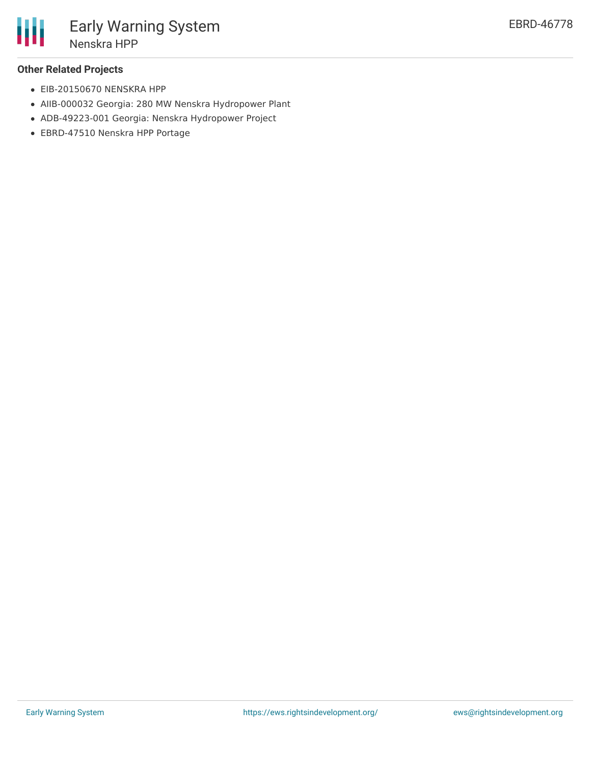### Other Related Projects

- EIB-20150670 NENSKRA HPP
- AIIB-000032 Georgia: 280 MW Nenskra Hydropower Plant
- ADB-49223-001 Georgia: Nenskra Hydropower Project
- EBRD-47510 Nenskra HPP Portage